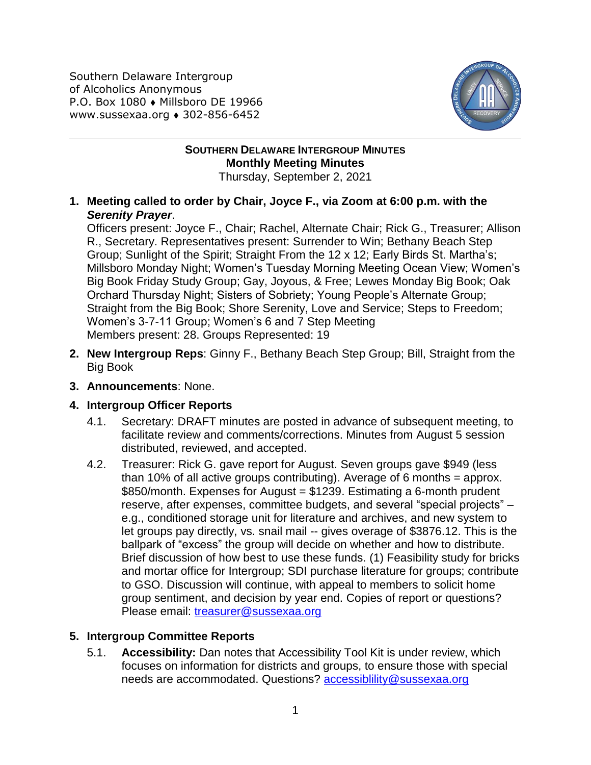Southern Delaware Intergroup
of Alcoholics Anonymous
P.O. Box 1080 ♦ Millsboro DE 19966
www.sussexaa.org ♦ 302-856-6452

**SOUTHERN DELAWARE INTERGROUP MINUTES**
**Monthly Meeting Minutes**
Thursday, September 2, 2021

1. **Meeting called to order by Chair, Joyce F., via Zoom at 6:00 p.m. with the *Serenity Prayer*.**
   Officers present: Joyce F., Chair; Rachel, Alternate Chair; Rick G., Treasurer; Allison R., Secretary. Representatives present: Surrender to Win; Bethany Beach Step Group; Sunlight of the Spirit; Straight From the 12 x 12; Early Birds St. Martha's; Millsboro Monday Night; Women's Tuesday Morning Meeting Ocean View; Women's Big Book Friday Study Group; Gay, Joyous, & Free; Lewes Monday Big Book; Oak Orchard Thursday Night; Sisters of Sobriety; Young People's Alternate Group; Straight from the Big Book; Shore Serenity, Love and Service; Steps to Freedom; Women's 3-7-11 Group; Women's 6 and 7 Step Meeting
   Members present: 28. Groups Represented: 19

2. **New Intergroup Reps**: Ginny F., Bethany Beach Step Group; Bill, Straight from the Big Book

3. **Announcements**: None.

4. **Intergroup Officer Reports**
   - 4.1. Secretary: DRAFT minutes are posted in advance of subsequent meeting, to facilitate review and comments/corrections. Minutes from August 5 session distributed, reviewed, and accepted.
   - 4.2. Treasurer: Rick G. gave report for August. Seven groups gave $949 (less than 10% of all active groups contributing). Average of 6 months = approx. $850/month. Expenses for August = $1239. Estimating a 6-month prudent reserve, after expenses, committee budgets, and several "special projects" – e.g., conditioned storage unit for literature and archives, and new system to let groups pay directly, vs. snail mail -- gives overage of $3876.12. This is the ballpark of "excess" the group will decide on whether and how to distribute. Brief discussion of how best to use these funds. (1) Feasibility study for bricks and mortar office for Intergroup; SDI purchase literature for groups; contribute to GSO. Discussion will continue, with appeal to members to solicit home group sentiment, and decision by year end. Copies of report or questions? Please email: treasurer@sussexaa.org

5. **Intergroup Committee Reports**
   - 5.1. **Accessibility:** Dan notes that Accessibility Tool Kit is under review, which focuses on information for districts and groups, to ensure those with special needs are accommodated. Questions? accessiblility@sussexaa.org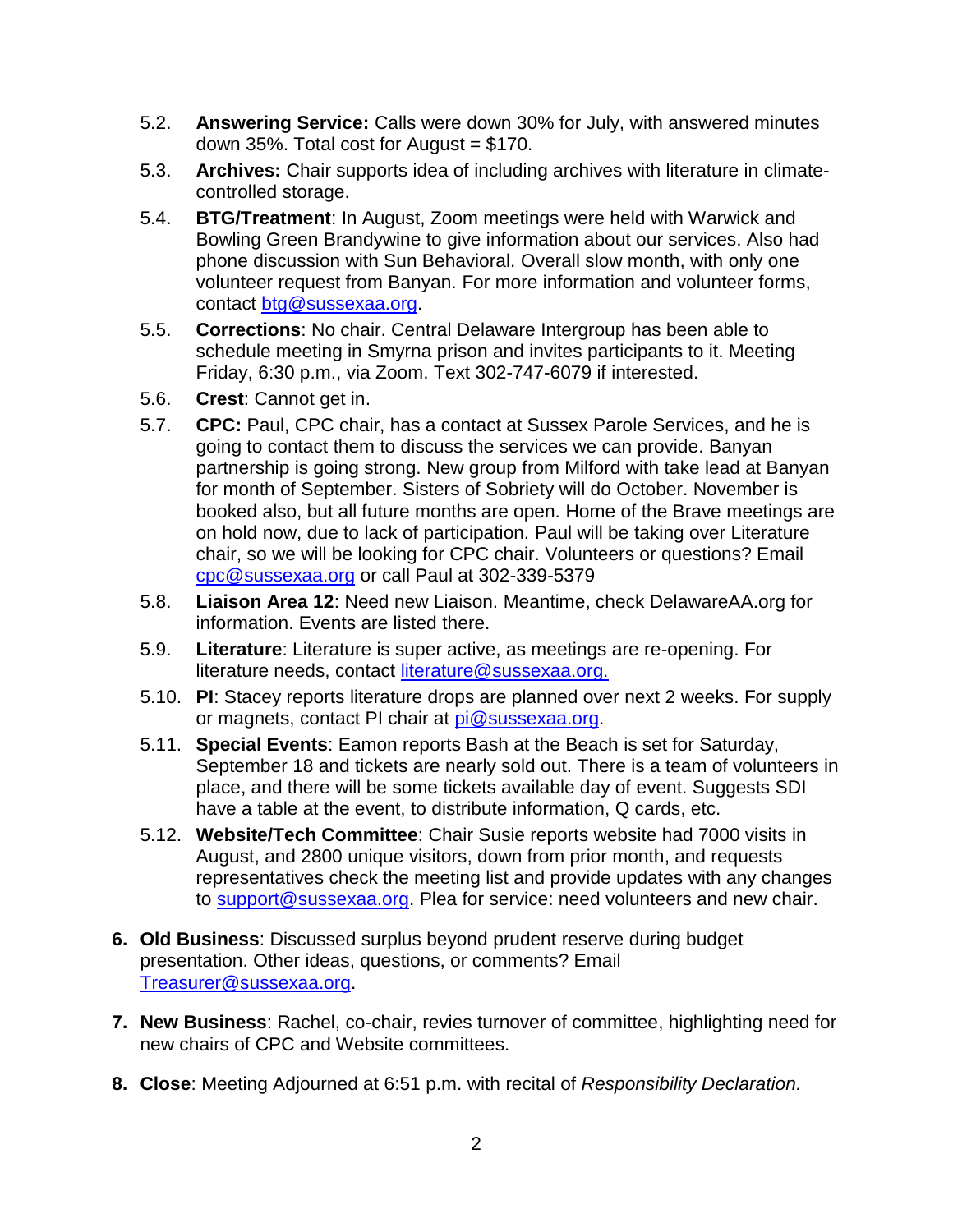5.2. **Answering Service:** Calls were down 30% for July, with answered minutes down 35%. Total cost for August = $170.

5.3. **Archives:** Chair supports idea of including archives with literature in climate-controlled storage.

5.4. **BTG/Treatment**: In August, Zoom meetings were held with Warwick and Bowling Green Brandywine to give information about our services. Also had phone discussion with Sun Behavioral. Overall slow month, with only one volunteer request from Banyan. For more information and volunteer forms, contact btg@sussexaa.org.

5.5. **Corrections**: No chair. Central Delaware Intergroup has been able to schedule meeting in Smyrna prison and invites participants to it. Meeting Friday, 6:30 p.m., via Zoom. Text 302-747-6079 if interested.

5.6. **Crest**: Cannot get in.

5.7. **CPC:** Paul, CPC chair, has a contact at Sussex Parole Services, and he is going to contact them to discuss the services we can provide. Banyan partnership is going strong. New group from Milford with take lead at Banyan for month of September. Sisters of Sobriety will do October. November is booked also, but all future months are open. Home of the Brave meetings are on hold now, due to lack of participation. Paul will be taking over Literature chair, so we will be looking for CPC chair. Volunteers or questions? Email cpc@sussexaa.org or call Paul at 302-339-5379

5.8. **Liaison Area 12**: Need new Liaison. Meantime, check DelawareAA.org for information. Events are listed there.

5.9. **Literature**: Literature is super active, as meetings are re-opening. For literature needs, contact literature@sussexaa.org.

5.10. **PI**: Stacey reports literature drops are planned over next 2 weeks. For supply or magnets, contact PI chair at pi@sussexaa.org.

5.11. **Special Events**: Eamon reports Bash at the Beach is set for Saturday, September 18 and tickets are nearly sold out. There is a team of volunteers in place, and there will be some tickets available day of event. Suggests SDI have a table at the event, to distribute information, Q cards, etc.

5.12. **Website/Tech Committee**: Chair Susie reports website had 7000 visits in August, and 2800 unique visitors, down from prior month, and requests representatives check the meeting list and provide updates with any changes to support@sussexaa.org. Plea for service: need volunteers and new chair.

6. **Old Business**: Discussed surplus beyond prudent reserve during budget presentation. Other ideas, questions, or comments? Email Treasurer@sussexaa.org.

7. **New Business**: Rachel, co-chair, revies turnover of committee, highlighting need for new chairs of CPC and Website committees.

8. **Close**: Meeting Adjourned at 6:51 p.m. with recital of *Responsibility Declaration.*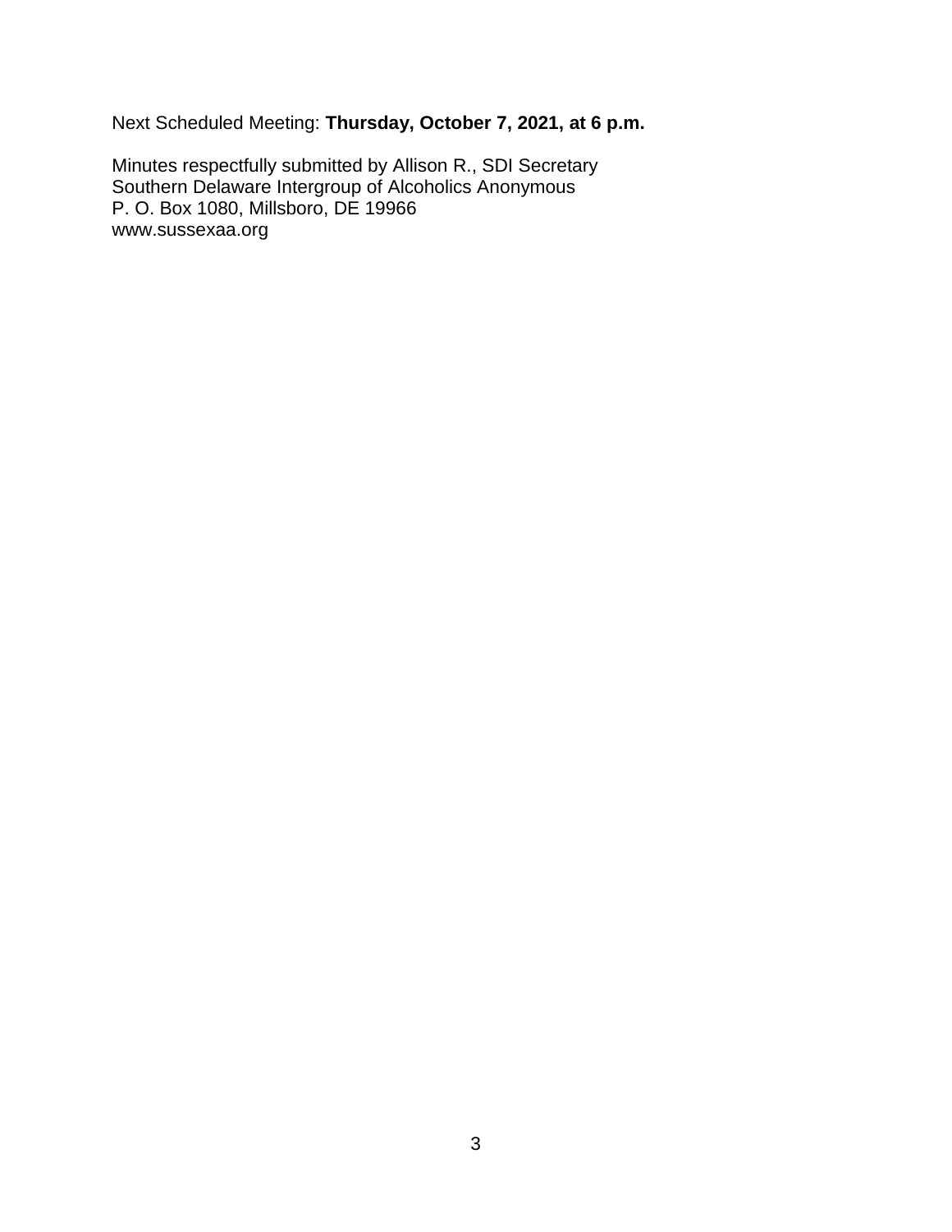Next Scheduled Meeting: **Thursday, October 7, 2021, at 6 p.m.**

Minutes respectfully submitted by Allison R., SDI Secretary
Southern Delaware Intergroup of Alcoholics Anonymous
P. O. Box 1080, Millsboro, DE 19966
www.sussexaa.org